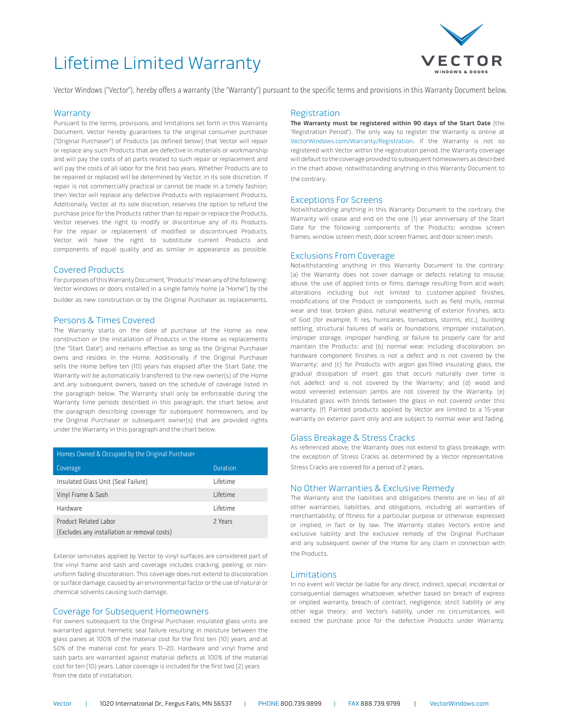// Lifetime Limited Warranty

Vector Windows ("Vector"), hereby offers a warranty (the "Warranty") pursuant to the specific terms and provisions in this Warranty Document below.

## Warranty

Pursuant to the terms, provisions, and limitations set forth in this Warranty Document, Vector hereby guarantees to the original consumer purchaser ("Original Purchaser") of Products (as defined below) that Vector will repair or replace any such Products that are defective in materials or workmanship and will pay the costs of all parts related to such repair or replacement and will pay the costs of all labor for the first two years. Whether Products are to be repaired or replaced will be determined by Vector, in its sole discretion. If repair is not commercially practical or cannot be made in a timely fashion, then Vector will replace any defective Products with replacement Products. Additionally, Vector, at its sole discretion, reserves the option to refund the purchase price for the Products rather than to repair or replace the Products. Vector reserves the right to modify or discontinue any of its Products. For the repair or replacement of modified or discontinued Products, Vector will have the right to substitute current Products and components of equal quality and as similar in appearance as possible.

## Covered Products

For purposes of this Warranty Document, "Products" mean any of the following: Vector windows or doors installed in a single family home (a "Home") by the builder as new construction or by the Original Purchaser as replacements.

## Persons & Times Covered

The Warranty starts on the date of purchase of the Home as new construction or the installation of Products in the Home as replacements (the "Start Date") and remains effective as long as the Original Purchaser owns and resides in the Home. Additionally, if the Original Purchaser sells the Home before ten (10) years has elapsed after the Start Date, the Warranty will be automatically transferred to the new owner(s) of the Home and any subsequent owners, based on the schedule of coverage listed in the paragraph below. The Warranty shall only be enforceable during the Warranty time periods described in this paragraph, the chart below, and the paragraph describing coverage for subsequent homeowners, and by the Original Purchaser or subsequent owner(s) that are provided rights under the Warranty in this paragraph and the chart below.

| Homes Owned & Occupied by the Original Purchaser | |
|---|---|
| **Coverage** | **Duration** |
| Insulated Glass Unit (Seal Failure) | Lifetime |
| Vinyl Frame & Sash | Lifetime |
| Hardware | Lifetime |
| Product Related Labor (Excludes any installation or removal costs) | 2 Years |

Exterior laminates applied by Vector to vinyl surfaces are considered part of the vinyl frame and sash and coverage includes cracking, peeling, or non-uniform fading discoloration. This coverage does not extend to discoloration or surface damage, caused by an environmental factor or the use of natural or chemical solvents causing such damage.

## Coverage for Subsequent Homeowners

For owners subsequent to the Original Purchaser, insulated glass units are warranted against hermetic seal failure resulting in moisture between the glass panes at 100% of the material cost for the first ten (10) years, and at 50% of the material cost for years 11–20. Hardware and vinyl frame and sash parts are warranted against material defects at 100% of the material cost for ten (10) years. Labor coverage is included for the first two (2) years from the date of installation.

## Registration

**The Warranty must be registered within 90 days of the Start Date** (the "Registration Period"). The only way to register the Warranty is online at VectorWindows.com/Warranty/Registration. If the Warranty is not so registered with Vector within the registration period, the Warranty coverage will default to the coverage provided to subsequent homeowners as described in the chart above, notwithstanding anything in this Warranty Document to the contrary.

## Exceptions For Screens

Notwithstanding anything in this Warranty Document to the contrary, the Warranty will cease and end on the one (1) year anniversary of the Start Date for the following components of the Products: window screen frames, window screen mesh, door screen frames, and door screen mesh.

## Exclusions From Coverage

Notwithstanding anything in this Warranty Document to the contrary: (a) the Warranty does not cover damage or defects relating to misuse, abuse, the use of applied tints or films, damage resulting from acid wash, alterations including but not limited to customer applied finishes, modifications of the Product or components, such as field mulls, normal wear and tear, broken glass, natural weathering of exterior finishes, acts of God (for example, fi res, hurricanes, tornadoes, storms, etc.), building settling, structural failures of walls or foundations, improper installation, improper storage, improper handling, or failure to properly care for and maintain the Products; and (b) normal wear, including discoloration, on hardware component finishes is not a defect and is not covered by the Warranty; and (c) for Products with argon gas filled insulating glass, the gradual dissipation of insert gas that occurs naturally over time is not adefect and is not covered by the Warranty; and (d) wood and wood veneered extension jambs are not covered by the Warranty. (e) Insulated glass with blinds between the glass in not covered under this warranty. (f) Painted products applied by Vector are limited to a 15-year warranty on exterior paint only and are subject to normal wear and fading.

## Glass Breakage & Stress Cracks

As referenced above, the Warranty does not extend to glass breakage, with the exception of Stress Cracks as determined by a Vector representative. Stress Cracks are covered for a period of 2 years.

## No Other Warranties & Exclusive Remedy

The Warranty and the liabilities and obligations thereto are in lieu of all other warranties, liabilities, and obligations, including all warranties of merchantability, of fitness for a particular purpose or otherwise, expressed or implied, in fact or by law. The Warranty states Vector's entire and exclusive liability and the exclusive remedy of the Original Purchaser and any subsequent owner of the Home for any claim in connection with the Products.

## Limitations

In no event will Vector be liable for any direct, indirect, special, incidental or consequential damages whatsoever, whether based on breach of express or implied warranty, breach of contract, negligence, strict liability or any other legal theory; and Vector's liability, under no circumstances, will exceed the purchase price for the defective Products under Warranty.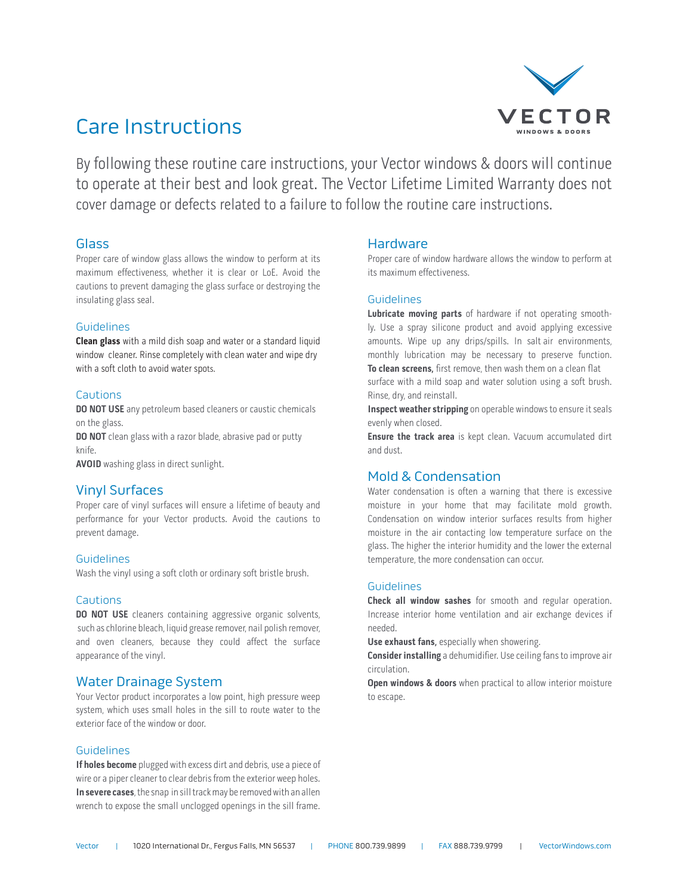# Care Instructions

VECTOR
WINDOWS & DOORS

By following these routine care instructions, your Vector windows & doors will continue to operate at their best and look great. The Vector Lifetime Limited Warranty does not cover damage or defects related to a failure to follow the routine care instructions.

## Glass

Proper care of window glass allows the window to perform at its maximum effectiveness, whether it is clear or LoE. Avoid the cautions to prevent damaging the glass surface or destroying the insulating glass seal.

### Guidelines

**Clean glass** with a mild dish soap and water or a standard liquid window cleaner. Rinse completely with clean water and wipe dry with a soft cloth to avoid water spots.

### Cautions

**DO NOT USE** any petroleum based cleaners or caustic chemicals on the glass.

**DO NOT** clean glass with a razor blade, abrasive pad or putty knife.

**AVOID** washing glass in direct sunlight.

## Vinyl Surfaces

Proper care of vinyl surfaces will ensure a lifetime of beauty and performance for your Vector products. Avoid the cautions to prevent damage.

### Guidelines

Wash the vinyl using a soft cloth or ordinary soft bristle brush.

### Cautions

**DO NOT USE** cleaners containing aggressive organic solvents, such as chlorine bleach, liquid grease remover, nail polish remover, and oven cleaners, because they could affect the surface appearance of the vinyl.

## Water Drainage System

Your Vector product incorporates a low point, high pressure weep system, which uses small holes in the sill to route water to the exterior face of the window or door.

### Guidelines

**If holes become** plugged with excess dirt and debris, use a piece of wire or a piper cleaner to clear debris from the exterior weep holes.

**In severe cases**, the snap in sill track may be removed with an allen wrench to expose the small unclogged openings in the sill frame.

## Hardware

Proper care of window hardware allows the window to perform at its maximum effectiveness.

### Guidelines

**Lubricate moving parts** of hardware if not operating smoothly. Use a spray silicone product and avoid applying excessive amounts. Wipe up any drips/spills. In salt air environments, monthly lubrication may be necessary to preserve function.

**To clean screens,** first remove, then wash them on a clean flat surface with a mild soap and water solution using a soft brush. Rinse, dry, and reinstall.

**Inspect weather stripping** on operable windows to ensure it seals evenly when closed.

**Ensure the track area** is kept clean. Vacuum accumulated dirt and dust.

## Mold & Condensation

Water condensation is often a warning that there is excessive moisture in your home that may facilitate mold growth. Condensation on window interior surfaces results from higher moisture in the air contacting low temperature surface on the glass. The higher the interior humidity and the lower the external temperature, the more condensation can occur.

### Guidelines

**Check all window sashes** for smooth and regular operation. Increase interior home ventilation and air exchange devices if needed.

**Use exhaust fans,** especially when showering.

**Consider installing** a dehumidifier. Use ceiling fans to improve air circulation.

**Open windows & doors** when practical to allow interior moisture to escape.

Vector | 1020 International Dr., Fergus Falls, MN 56537 | PHONE 800.739.9899 | FAX 888.739.9799 | VectorWindows.com